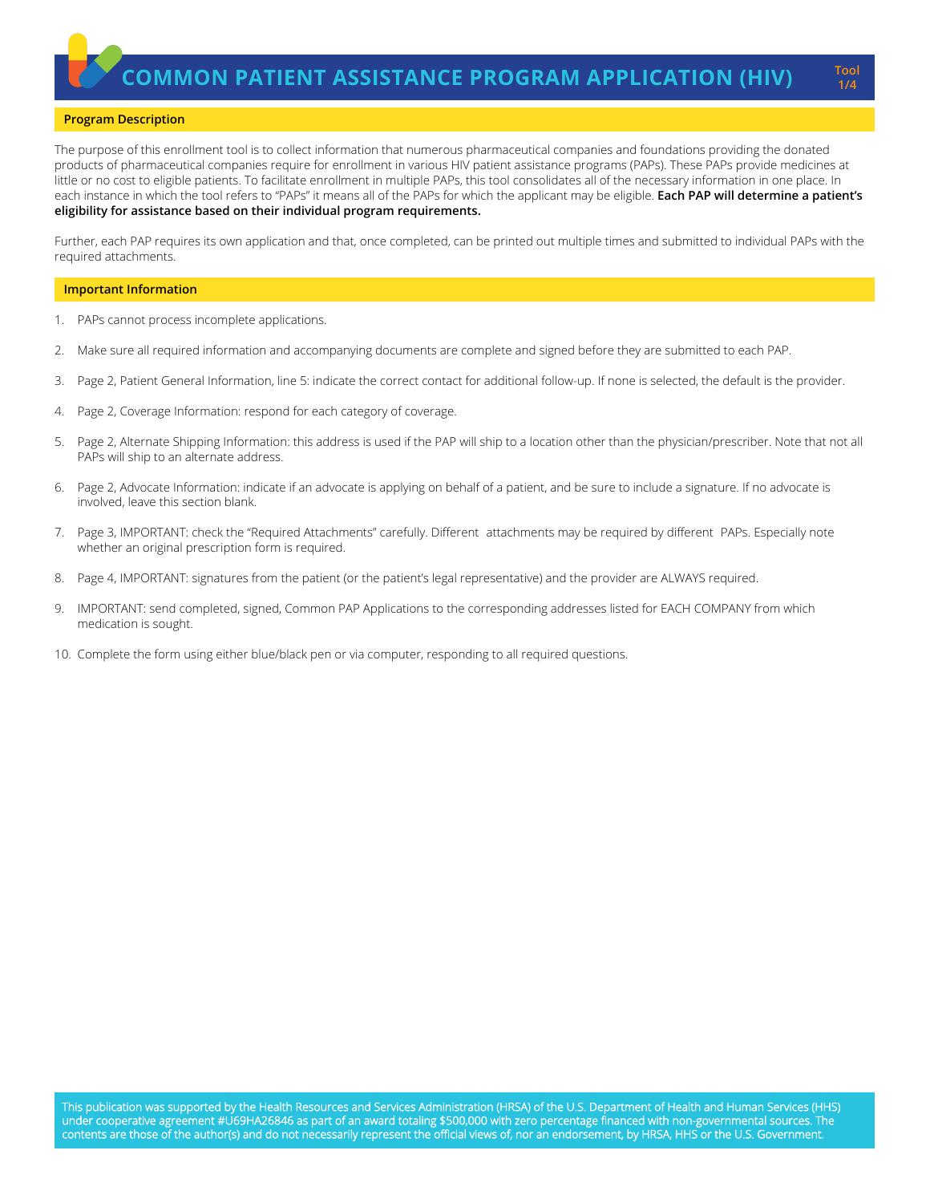# COMMON PATIENT ASSISTANCE PROGRAM APPLICATION (HIV)

Tool 1/4

## Program Description

The purpose of this enrollment tool is to collect information that numerous pharmaceutical companies and foundations providing the donated products of pharmaceutical companies require for enrollment in various HIV patient assistance programs (PAPs). These PAPs provide medicines at little or no cost to eligible patients. To facilitate enrollment in multiple PAPs, this tool consolidates all of the necessary information in one place. In each instance in which the tool refers to "PAPs" it means all of the PAPs for which the applicant may be eligible. **Each PAP will determine a patient's eligibility for assistance based on their individual program requirements.**

Further, each PAP requires its own application and that, once completed, can be printed out multiple times and submitted to individual PAPs with the required attachments.

## Important Information

1. PAPs cannot process incomplete applications.
2. Make sure all required information and accompanying documents are complete and signed before they are submitted to each PAP.
3. Page 2, Patient General Information, line 5: indicate the correct contact for additional follow-up. If none is selected, the default is the provider.
4. Page 2, Coverage Information: respond for each category of coverage.
5. Page 2, Alternate Shipping Information: this address is used if the PAP will ship to a location other than the physician/prescriber. Note that not all PAPs will ship to an alternate address.
6. Page 2, Advocate Information: indicate if an advocate is applying on behalf of a patient, and be sure to include a signature. If no advocate is involved, leave this section blank.
7. Page 3, IMPORTANT: check the "Required Attachments" carefully. Different attachments may be required by different PAPs. Especially note whether an original prescription form is required.
8. Page 4, IMPORTANT: signatures from the patient (or the patient's legal representative) and the provider are ALWAYS required.
9. IMPORTANT: send completed, signed, Common PAP Applications to the corresponding addresses listed for EACH COMPANY from which medication is sought.
10. Complete the form using either blue/black pen or via computer, responding to all required questions.

This publication was supported by the Health Resources and Services Administration (HRSA) of the U.S. Department of Health and Human Services (HHS) under cooperative agreement #U69HA26846 as part of an award totaling $500,000 with zero percentage financed with non-governmental sources. The contents are those of the author(s) and do not necessarily represent the official views of, nor an endorsement, by HRSA, HHS or the U.S. Government.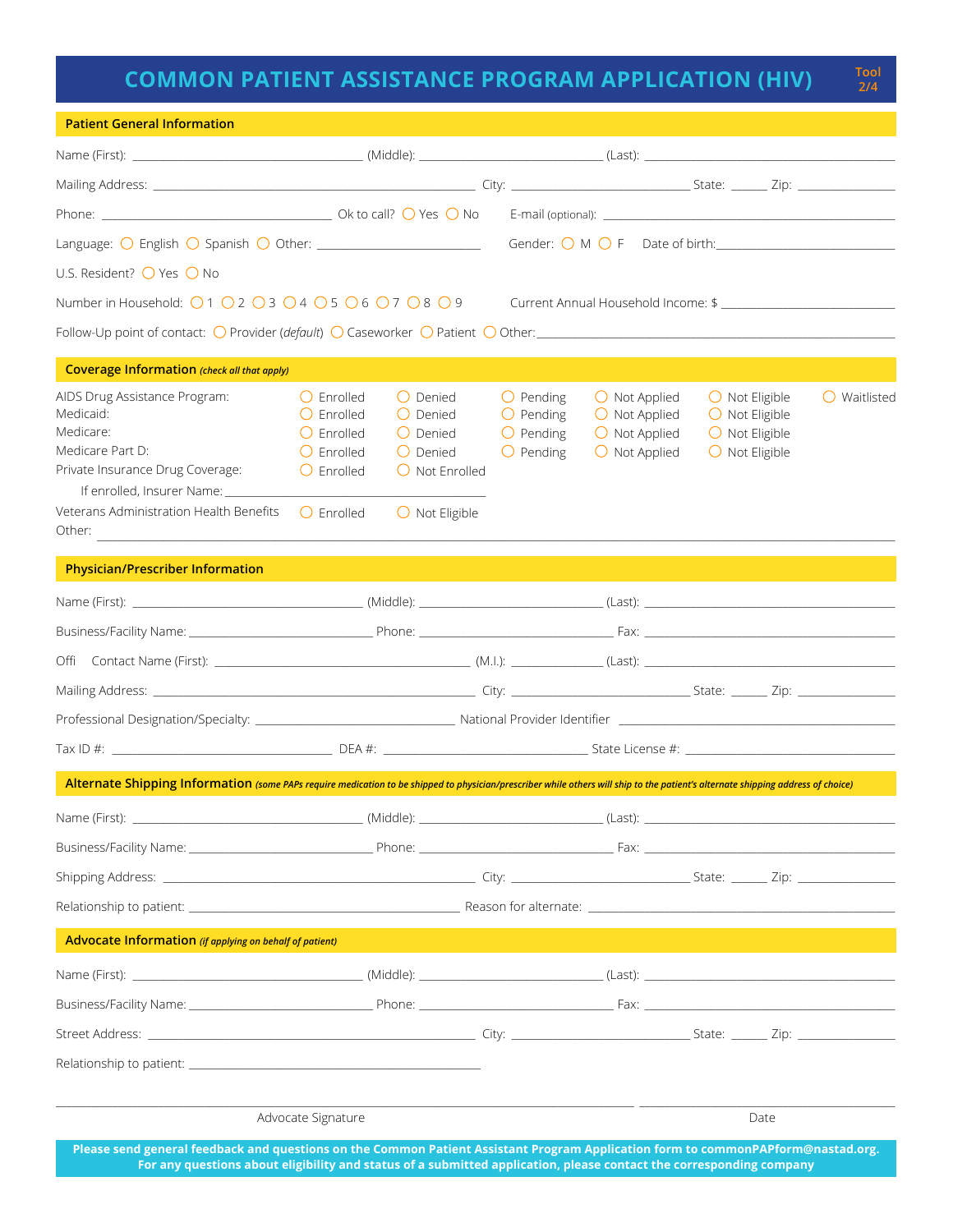# COMMON PATIENT ASSISTANCE PROGRAM APPLICATION (HIV)

Tool 2/4

## Patient General Information

Name (First): ________________ (Middle): ________________ (Last): ________________

Mailing Address: ________________ City: ________________ State: ______ Zip: ________

Phone: ________________ Ok to call? ○ Yes ○ No E-mail (optional): ________________

Language: ○ English ○ Spanish ○ Other: ________________ Gender: ○ M ○ F Date of birth: ________________

U.S. Resident? ○ Yes ○ No

Number in Household: ○ 1 ○ 2 ○ 3 ○ 4 ○ 5 ○ 6 ○ 7 ○ 8 ○ 9 Current Annual Household Income: $ ________________

Follow-Up point of contact: ○ Provider (*default*) ○ Caseworker ○ Patient ○ Other: ________________

## Coverage Information *(check all that apply)*

| | | | | | | |
|---|---|---|---|---|---|---|
| AIDS Drug Assistance Program: | ○ Enrolled | ○ Denied | ○ Pending | ○ Not Applied | ○ Not Eligible | ○ Waitlisted |
| Medicaid: | ○ Enrolled | ○ Denied | ○ Pending | ○ Not Applied | ○ Not Eligible | |
| Medicare: | ○ Enrolled | ○ Denied | ○ Pending | ○ Not Applied | ○ Not Eligible | |
| Medicare Part D: | ○ Enrolled | ○ Denied | ○ Pending | ○ Not Applied | ○ Not Eligible | |
| Private Insurance Drug Coverage: | ○ Enrolled | ○ Not Enrolled | | | | |

If enrolled, Insurer Name: ________________

Veterans Administration Health Benefits ○ Enrolled ○ Not Eligible

Other: ________________

## Physician/Prescriber Information

Name (First): ________________ (Middle): ________________ (Last): ________________

Business/Facility Name: ________________ Phone: ________________ Fax: ________________

Offi Contact Name (First): ________________ (M.I.): ________ (Last): ________________

Mailing Address: ________________ City: ________________ State: ______ Zip: ________

Professional Designation/Specialty: ________________ National Provider Identifier ________________

Tax ID #: ________________ DEA #: ________________ State License #: ________________

## Alternate Shipping Information *(some PAPs require medication to be shipped to physician/prescriber while others will ship to the patient's alternate shipping address of choice)*

Name (First): ________________ (Middle): ________________ (Last): ________________

Business/Facility Name: ________________ Phone: ________________ Fax: ________________

Shipping Address: ________________ City: ________________ State: ______ Zip: ________

Relationship to patient: ________________ Reason for alternate: ________________

## Advocate Information *(if applying on behalf of patient)*

Name (First): ________________ (Middle): ________________ (Last): ________________

Business/Facility Name: ________________ Phone: ________________ Fax: ________________

Street Address: ________________ City: ________________ State: ______ Zip: ________

Relationship to patient: ________________

________________________________ ________________

Advocate Signature Date

**Please send general feedback and questions on the Common Patient Assistant Program Application form to commonPAPform@nastad.org. For any questions about eligibility and status of a submitted application, please contact the corresponding company**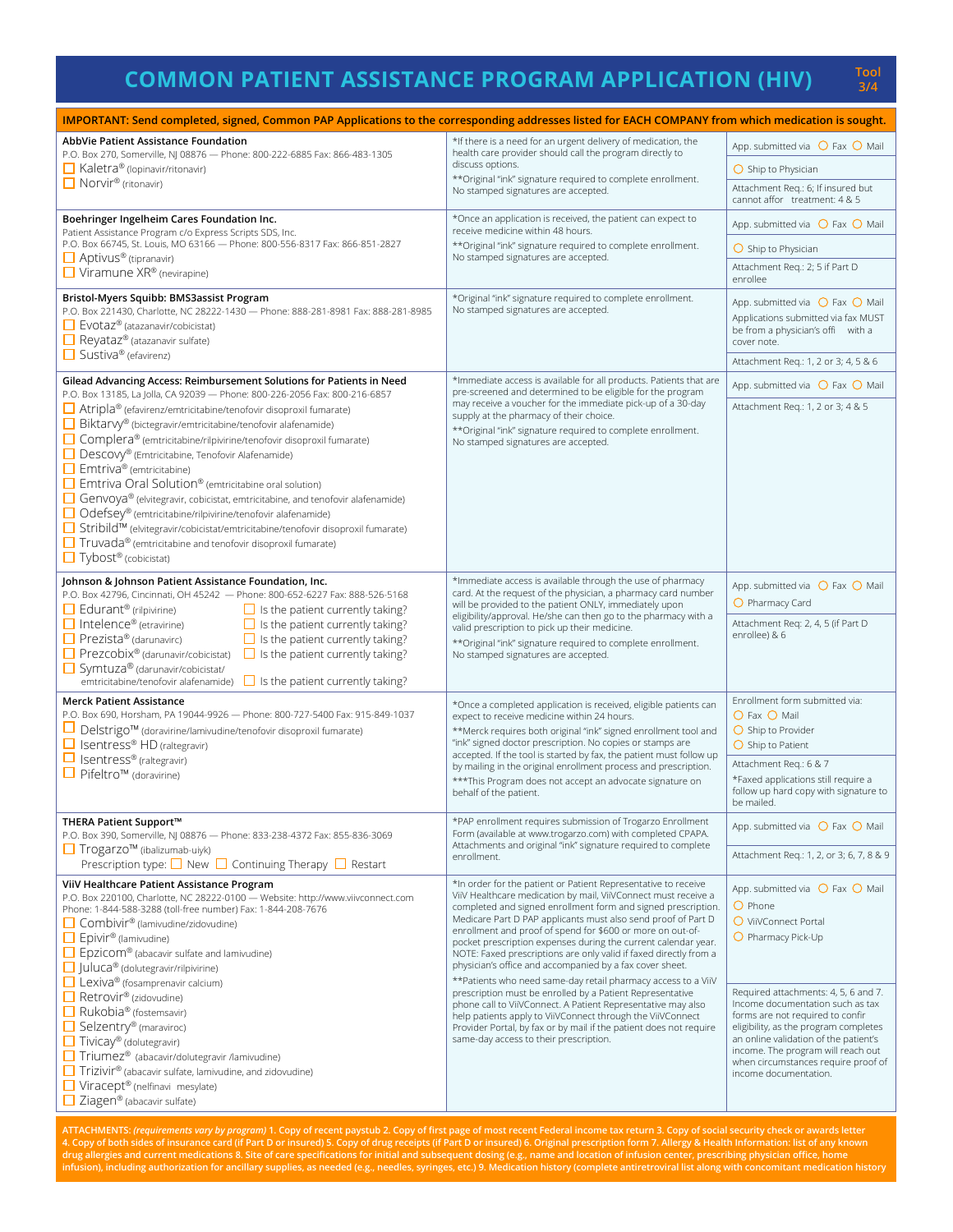# COMMON PATIENT ASSISTANCE PROGRAM APPLICATION (HIV)

Tool 3/4

**IMPORTANT: Send completed, signed, Common PAP Applications to the corresponding addresses listed for EACH COMPANY from which medication is sought.**

| Company / Medications | Notes | Submission / Attachments |
|---|---|---|
| **AbbVie Patient Assistance Foundation**<br>P.O. Box 270, Somerville, NJ 08876 — Phone: 800-222-6885 Fax: 866-483-1305<br>☐ Kaletra® (lopinavir/ritonavir)<br>☐ Norvir® (ritonavir) | *If there is a need for an urgent delivery of medication, the health care provider should call the program directly to discuss options.<br>**Original "ink" signature required to complete enrollment. No stamped signatures are accepted. | App. submitted via ○ Fax ○ Mail<br>○ Ship to Physician<br>Attachment Req.: 6; If insured but cannot affor treatment: 4 & 5 |
| **Boehringer Ingelheim Cares Foundation Inc.**<br>Patient Assistance Program c/o Express Scripts SDS, Inc.<br>P.O. Box 66745, St. Louis, MO 63166 — Phone: 800-556-8317 Fax: 866-851-2827<br>☐ Aptivus® (tipranavir)<br>☐ Viramune XR® (nevirapine) | *Once an application is received, the patient can expect to receive medicine within 48 hours.<br>**Original "ink" signature required to complete enrollment. No stamped signatures are accepted. | App. submitted via ○ Fax ○ Mail<br>○ Ship to Physician<br>Attachment Req.: 2; 5 if Part D enrollee |
| **Bristol-Myers Squibb: BMS3assist Program**<br>P.O. Box 221430, Charlotte, NC 28222-1430 — Phone: 888-281-8981 Fax: 888-281-8985<br>☐ Evotaz® (atazanavir/cobicistat)<br>☐ Reyataz® (atazanavir sulfate)<br>☐ Sustiva® (efavirenz) | *Original "ink" signature required to complete enrollment. No stamped signatures are accepted. | App. submitted via ○ Fax ○ Mail<br>Applications submitted via fax MUST be from a physician's offi with a cover note.<br>Attachment Req.: 1, 2 or 3; 4, 5 & 6 |
| **Gilead Advancing Access: Reimbursement Solutions for Patients in Need**<br>P.O. Box 13185, La Jolla, CA 92039 — Phone: 800-226-2056 Fax: 800-216-6857<br>☐ Atripla® (efavirenz/emtricitabine/tenofovir disoproxil fumarate)<br>☐ Biktarvy® (bictegravir/emtricitabine/tenofovir alafenamide)<br>☐ Complera® (emtricitabine/rilpivirine/tenofovir disoproxil fumarate)<br>☐ Descovy® (Emtricitabine, Tenofovir Alafenamide)<br>☐ Emtriva® (emtricitabine)<br>☐ Emtriva Oral Solution® (emtricitabine oral solution)<br>☐ Genvoya® (elvitegravir, cobicistat, emtricitabine, and tenofovir alafenamide)<br>☐ Odefsey® (emtricitabine/rilpivirine/tenofovir alafenamide)<br>☐ Stribild™ (elvitegravir/cobicistat/emtricitabine/tenofovir disoproxil fumarate)<br>☐ Truvada® (emtricitabine and tenofovir disoproxil fumarate)<br>☐ Tybost® (cobicistat) | *Immediate access is available for all products. Patients that are pre-screened and determined to be eligible for the program may receive a voucher for the immediate pick-up of a 30-day supply at the pharmacy of their choice.<br>**Original "ink" signature required to complete enrollment. No stamped signatures are accepted. | App. submitted via ○ Fax ○ Mail<br>Attachment Req.: 1, 2 or 3; 4 & 5 |
| **Johnson & Johnson Patient Assistance Foundation, Inc.**<br>P.O. Box 42796, Cincinnati, OH 45242 — Phone: 800-652-6227 Fax: 888-526-5168<br>☐ Edurant® (rilpivirine) ☐ Is the patient currently taking?<br>☐ Intelence® (etravirine) ☐ Is the patient currently taking?<br>☐ Prezista® (darunavirc) ☐ Is the patient currently taking?<br>☐ Prezcobix® (darunavir/cobicistat) ☐ Is the patient currently taking?<br>☐ Symtuza® (darunavir/cobicistat/emtricitabine/tenofovir alafenamide) ☐ Is the patient currently taking? | *Immediate access is available through the use of pharmacy card. At the request of the physician, a pharmacy card number will be provided to the patient ONLY, immediately upon eligibility/approval. He/she can then go to the pharmacy with a valid prescription to pick up their medicine.<br>**Original "ink" signature required to complete enrollment. No stamped signatures are accepted. | App. submitted via ○ Fax ○ Mail<br>○ Pharmacy Card<br>Attachment Req: 2, 4, 5 (if Part D enrollee) & 6 |
| **Merck Patient Assistance**<br>P.O. Box 690, Horsham, PA 19044-9926 — Phone: 800-727-5400 Fax: 915-849-1037<br>☐ Delstrigo™ (doravirine/lamivudine/tenofovir disoproxil fumarate)<br>☐ Isentress® HD (raltegravir)<br>☐ Isentress® (raltegravir)<br>☐ Pifeltro™ (doravirine) | *Once a completed application is received, eligible patients can expect to receive medicine within 24 hours.<br>**Merck requires both original "ink" signed enrollment tool and "ink" signed doctor prescription. No copies or stamps are accepted. If the tool is started by fax, the patient must follow up by mailing in the original enrollment process and prescription.<br>***This Program does not accept an advocate signature on behalf of the patient. | Enrollment form submitted via:<br>○ Fax ○ Mail<br>○ Ship to Provider<br>○ Ship to Patient<br>Attachment Req.: 6 & 7<br>*Faxed applications still require a follow up hard copy with signature to be mailed. |
| **THERA Patient Support™**<br>P.O. Box 390, Somerville, NJ 08876 — Phone: 833-238-4372 Fax: 855-836-3069<br>☐ Trogarzo™ (ibalizumab-uiyk)<br>Prescription type: ☐ New ☐ Continuing Therapy ☐ Restart | *PAP enrollment requires submission of Trogarzo Enrollment Form (available at www.trogarzo.com) with completed CPAPA. Attachments and original "ink" signature required to complete enrollment. | App. submitted via ○ Fax ○ Mail<br>Attachment Req.: 1, 2, or 3; 6, 7, 8 & 9 |
| **ViiV Healthcare Patient Assistance Program**<br>P.O. Box 220100, Charlotte, NC 28222-0100 — Website: http://www.viivconnect.com<br>Phone: 1-844-588-3288 (toll-free number) Fax: 1-844-208-7676<br>☐ Combivir® (lamivudine/zidovudine)<br>☐ Epivir® (lamivudine)<br>☐ Epzicom® (abacavir sulfate and lamivudine)<br>☐ Juluca® (dolutegravir/rilpivirine)<br>☐ Lexiva® (fosamprenavir calcium)<br>☐ Retrovir® (zidovudine)<br>☐ Rukobia® (fostemsavir)<br>☐ Selzentry® (maraviroc)<br>☐ Tivicay® (dolutegravir)<br>☐ Triumeq® (abacavir/dolutegravir /lamivudine)<br>☐ Trizivir® (abacavir sulfate, lamivudine, and zidovudine)<br>☐ Viracept® (nelfinavi mesylate)<br>☐ Ziagen® (abacavir sulfate) | *In order for the patient or Patient Representative to receive ViiV Healthcare medication by mail, ViiVConnect must receive a completed and signed enrollment form and signed prescription. Medicare Part D PAP applicants must also send proof of Part D enrollment and proof of spend for $600 or more on out-of-pocket prescription expenses during the current calendar year. NOTE: Faxed prescriptions are only valid if faxed directly from a physician's office and accompanied by a fax cover sheet.<br>**Patients who need same-day retail pharmacy access to a ViiV prescription must be enrolled by a Patient Representative phone call to ViiVConnect. A Patient Representative may also help patients apply to ViiVConnect through the ViiVConnect Provider Portal, by fax or by mail if the patient does not require same-day access to their prescription. | App. submitted via ○ Fax ○ Mail<br>○ Phone<br>○ ViiVConnect Portal<br>○ Pharmacy Pick-Up<br>Required attachments: 4, 5, 6 and 7. Income documentation such as tax forms are not required to confir eligibility, as the program completes an online validation of the patient's income. The program will reach out when circumstances require proof of income documentation. |

**ATTACHMENTS:** *(requirements vary by program)* 1. Copy of recent paystub 2. Copy of first page of most recent Federal income tax return 3. Copy of social security check or awards letter 4. Copy of both sides of insurance card (if Part D or insured) 5. Copy of drug receipts (if Part D or insured) 6. Original prescription form 7. Allergy & Health Information: list of any known drug allergies and current medications 8. Site of care specifications for initial and subsequent dosing (e.g., name and location of infusion center, prescribing physician office, home infusion), including authorization for ancillary supplies, as needed (e.g., needles, syringes, etc.) 9. Medication history (complete antiretroviral list along with concomitant medication history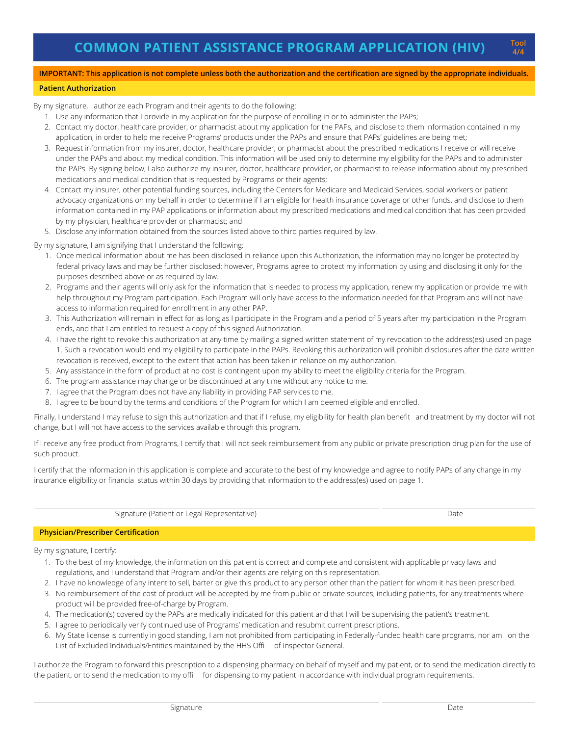# COMMON PATIENT ASSISTANCE PROGRAM APPLICATION (HIV)

Tool 4/4

**IMPORTANT: This application is not complete unless both the authorization and the certification are signed by the appropriate individuals.**

## Patient Authorization

By my signature, I authorize each Program and their agents to do the following:

1. Use any information that I provide in my application for the purpose of enrolling in or to administer the PAPs;
2. Contact my doctor, healthcare provider, or pharmacist about my application for the PAPs, and disclose to them information contained in my application, in order to help me receive Programs' products under the PAPs and ensure that PAPs' guidelines are being met;
3. Request information from my insurer, doctor, healthcare provider, or pharmacist about the prescribed medications I receive or will receive under the PAPs and about my medical condition. This information will be used only to determine my eligibility for the PAPs and to administer the PAPs. By signing below, I also authorize my insurer, doctor, healthcare provider, or pharmacist to release information about my prescribed medications and medical condition that is requested by Programs or their agents;
4. Contact my insurer, other potential funding sources, including the Centers for Medicare and Medicaid Services, social workers or patient advocacy organizations on my behalf in order to determine if I am eligible for health insurance coverage or other funds, and disclose to them information contained in my PAP applications or information about my prescribed medications and medical condition that has been provided by my physician, healthcare provider or pharmacist; and
5. Disclose any information obtained from the sources listed above to third parties required by law.

By my signature, I am signifying that I understand the following:

1. Once medical information about me has been disclosed in reliance upon this Authorization, the information may no longer be protected by federal privacy laws and may be further disclosed; however, Programs agree to protect my information by using and disclosing it only for the purposes described above or as required by law.
2. Programs and their agents will only ask for the information that is needed to process my application, renew my application or provide me with help throughout my Program participation. Each Program will only have access to the information needed for that Program and will not have access to information required for enrollment in any other PAP.
3. This Authorization will remain in effect for as long as I participate in the Program and a period of 5 years after my participation in the Program ends, and that I am entitled to request a copy of this signed Authorization.
4. I have the right to revoke this authorization at any time by mailing a signed written statement of my revocation to the address(es) used on page 1. Such a revocation would end my eligibility to participate in the PAPs. Revoking this authorization will prohibit disclosures after the date written revocation is received, except to the extent that action has been taken in reliance on my authorization.
5. Any assistance in the form of product at no cost is contingent upon my ability to meet the eligibility criteria for the Program.
6. The program assistance may change or be discontinued at any time without any notice to me.
7. I agree that the Program does not have any liability in providing PAP services to me.
8. I agree to be bound by the terms and conditions of the Program for which I am deemed eligible and enrolled.

Finally, I understand I may refuse to sign this authorization and that if I refuse, my eligibility for health plan benefit and treatment by my doctor will not change, but I will not have access to the services available through this program.

If I receive any free product from Programs, I certify that I will not seek reimbursement from any public or private prescription drug plan for the use of such product.

I certify that the information in this application is complete and accurate to the best of my knowledge and agree to notify PAPs of any change in my insurance eligibility or financia status within 30 days by providing that information to the address(es) used on page 1.

_______________________________________ Signature (Patient or Legal Representative)    ________________ Date

## Physician/Prescriber Certification

By my signature, I certify:

1. To the best of my knowledge, the information on this patient is correct and complete and consistent with applicable privacy laws and regulations, and I understand that Program and/or their agents are relying on this representation.
2. I have no knowledge of any intent to sell, barter or give this product to any person other than the patient for whom it has been prescribed.
3. No reimbursement of the cost of product will be accepted by me from public or private sources, including patients, for any treatments where product will be provided free-of-charge by Program.
4. The medication(s) covered by the PAPs are medically indicated for this patient and that I will be supervising the patient's treatment.
5. I agree to periodically verify continued use of Programs' medication and resubmit current prescriptions.
6. My State license is currently in good standing, I am not prohibited from participating in Federally-funded health care programs, nor am I on the List of Excluded Individuals/Entities maintained by the HHS Offi of Inspector General.

I authorize the Program to forward this prescription to a dispensing pharmacy on behalf of myself and my patient, or to send the medication directly to the patient, or to send the medication to my offi for dispensing to my patient in accordance with individual program requirements.

_______________________________________ Signature    ________________ Date